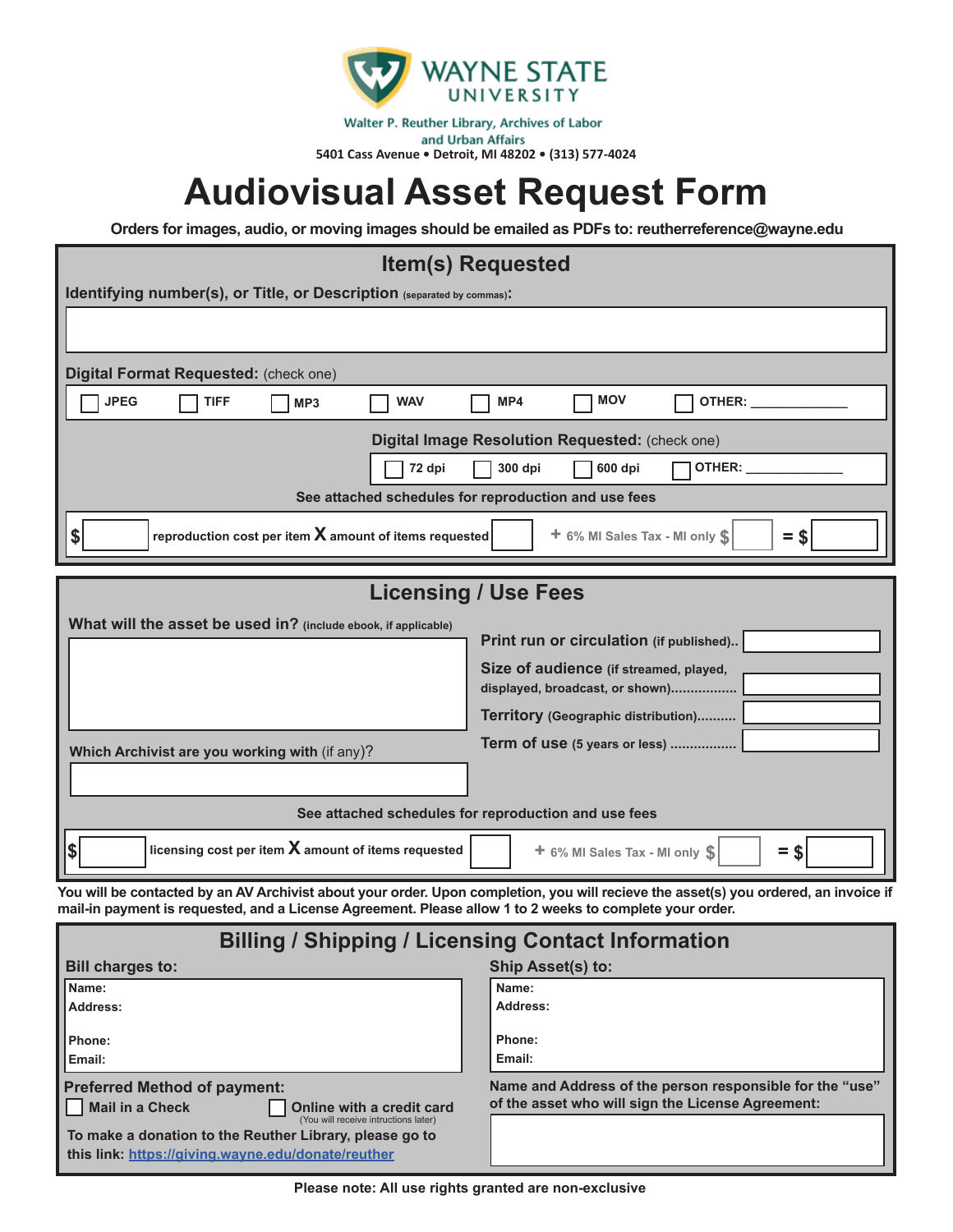WAYNE STATE UNIVERSITY

Walter P. Reuther Library, Archives of Labor and Urban Affairs

5401 Cass Avenue • Detroit, MI 48202 • (313) 577-4024

# Audiovisual Asset Request Form

**Orders for images, audio, or moving images should be emailed as PDFs to: reutherreference@wayne.edu**

## Item(s) Requested

**Identifying number(s), or Title, or Description** (separated by commas):

**Digital Format Requested:** (check one)

☐ JPEG ☐ TIFF ☐ MP3 ☐ WAV ☐ MP4 ☐ MOV ☐ OTHER: ____________

**Digital Image Resolution Requested:** (check one)

☐ 72 dpi ☐ 300 dpi ☐ 600 dpi ☐ OTHER: ____________

**See attached schedules for reproduction and use fees**

$ ______ reproduction cost per item X amount of items requested ______ + 6% MI Sales Tax - MI only $ ______ = $ ______

## Licensing / Use Fees

**What will the asset be used in?** (include ebook, if applicable)

**Print run or circulation** (if published)..

**Size of audience** (if streamed, played, displayed, broadcast, or shown)................

**Territory** (Geographic distribution).........

**Term of use** (5 years or less) ................

**Which Archivist are you working with** (if any)?

**See attached schedules for reproduction and use fees**

$ ______ licensing cost per item X amount of items requested ______ + 6% MI Sales Tax - MI only $ ______ = $ ______

**You will be contacted by an AV Archivist about your order. Upon completion, you will recieve the asset(s) you ordered, an invoice if mail-in payment is requested, and a License Agreement. Please allow 1 to 2 weeks to complete your order.**

## Billing / Shipping / Licensing Contact Information

**Bill charges to:**

Name:
Address:

Phone:
Email:

**Ship Asset(s) to:**

Name:
Address:

Phone:
Email:

**Preferred Method of payment:**

☐ Mail in a Check ☐ Online with a credit card (You will receive intructions later)

To make a donation to the Reuther Library, please go to this link: https://giving.wayne.edu/donate/reuther

**Name and Address of the person responsible for the "use" of the asset who will sign the License Agreement:**

**Please note: All use rights granted are non-exclusive**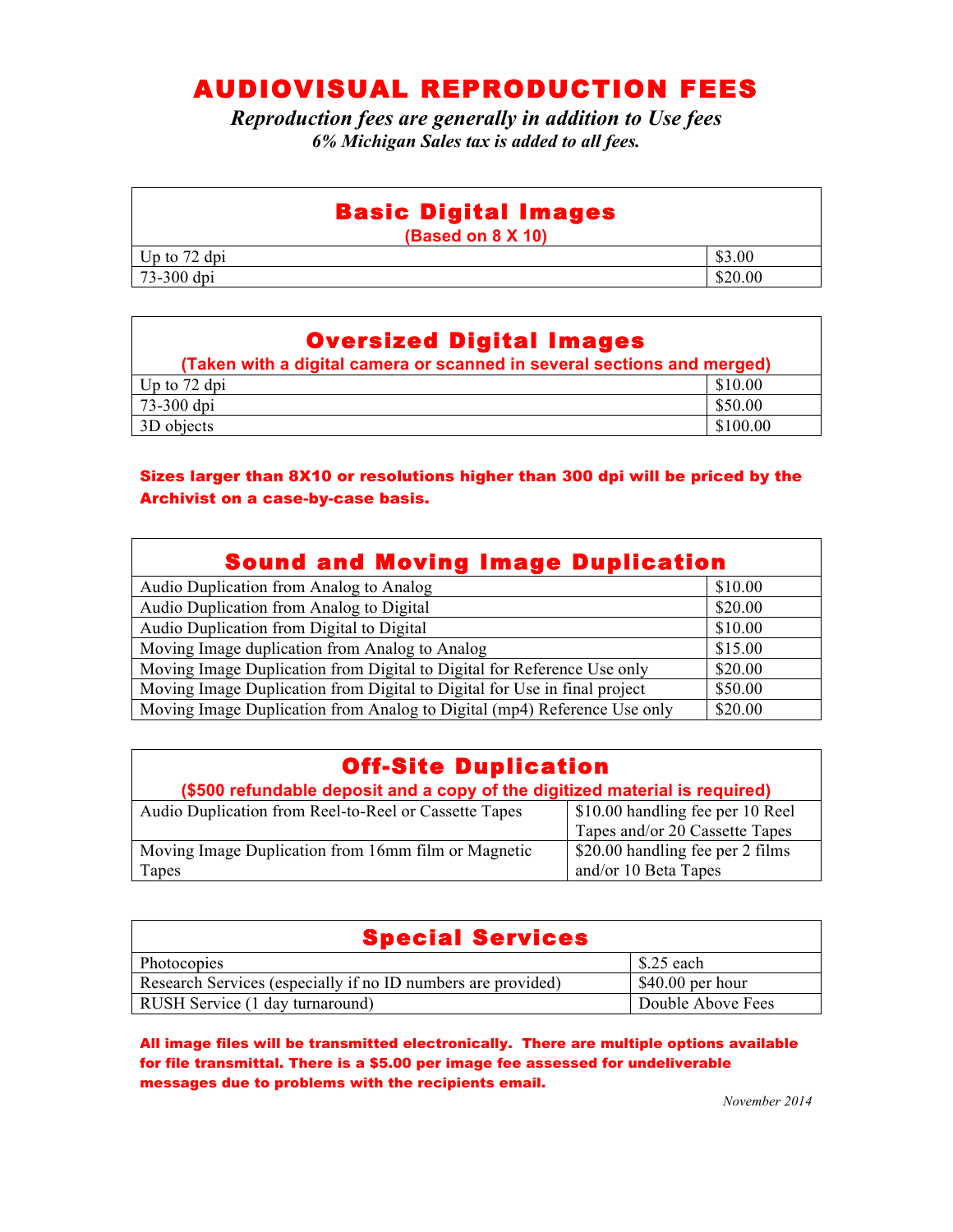# AUDIOVISUAL REPRODUCTION FEES

***Reproduction fees are generally in addition to Use fees***

***6% Michigan Sales tax is added to all fees.***

| **Basic Digital Images** (Based on 8 X 10) | |
|---|---|
| Up to 72 dpi | $3.00 |
| 73-300 dpi | $20.00 |

| **Oversized Digital Images** (Taken with a digital camera or scanned in several sections and merged) | |
|---|---|
| Up to 72 dpi | $10.00 |
| 73-300 dpi | $50.00 |
| 3D objects | $100.00 |

**Sizes larger than 8X10 or resolutions higher than 300 dpi will be priced by the Archivist on a case-by-case basis.**

| **Sound and Moving Image Duplication** | |
|---|---|
| Audio Duplication from Analog to Analog | $10.00 |
| Audio Duplication from Analog to Digital | $20.00 |
| Audio Duplication from Digital to Digital | $10.00 |
| Moving Image duplication from Analog to Analog | $15.00 |
| Moving Image Duplication from Digital to Digital for Reference Use only | $20.00 |
| Moving Image Duplication from Digital to Digital for Use in final project | $50.00 |
| Moving Image Duplication from Analog to Digital (mp4) Reference Use only | $20.00 |

| **Off-Site Duplication** ($500 refundable deposit and a copy of the digitized material is required) | |
|---|---|
| Audio Duplication from Reel-to-Reel or Cassette Tapes | $10.00 handling fee per 10 Reel Tapes and/or 20 Cassette Tapes |
| Moving Image Duplication from 16mm film or Magnetic Tapes | $20.00 handling fee per 2 films and/or 10 Beta Tapes |

| **Special Services** | |
|---|---|
| Photocopies | $.25 each |
| Research Services (especially if no ID numbers are provided) | $40.00 per hour |
| RUSH Service (1 day turnaround) | Double Above Fees |

**All image files will be transmitted electronically. There are multiple options available for file transmittal. There is a $5.00 per image fee assessed for undeliverable messages due to problems with the recipients email.**

*November 2014*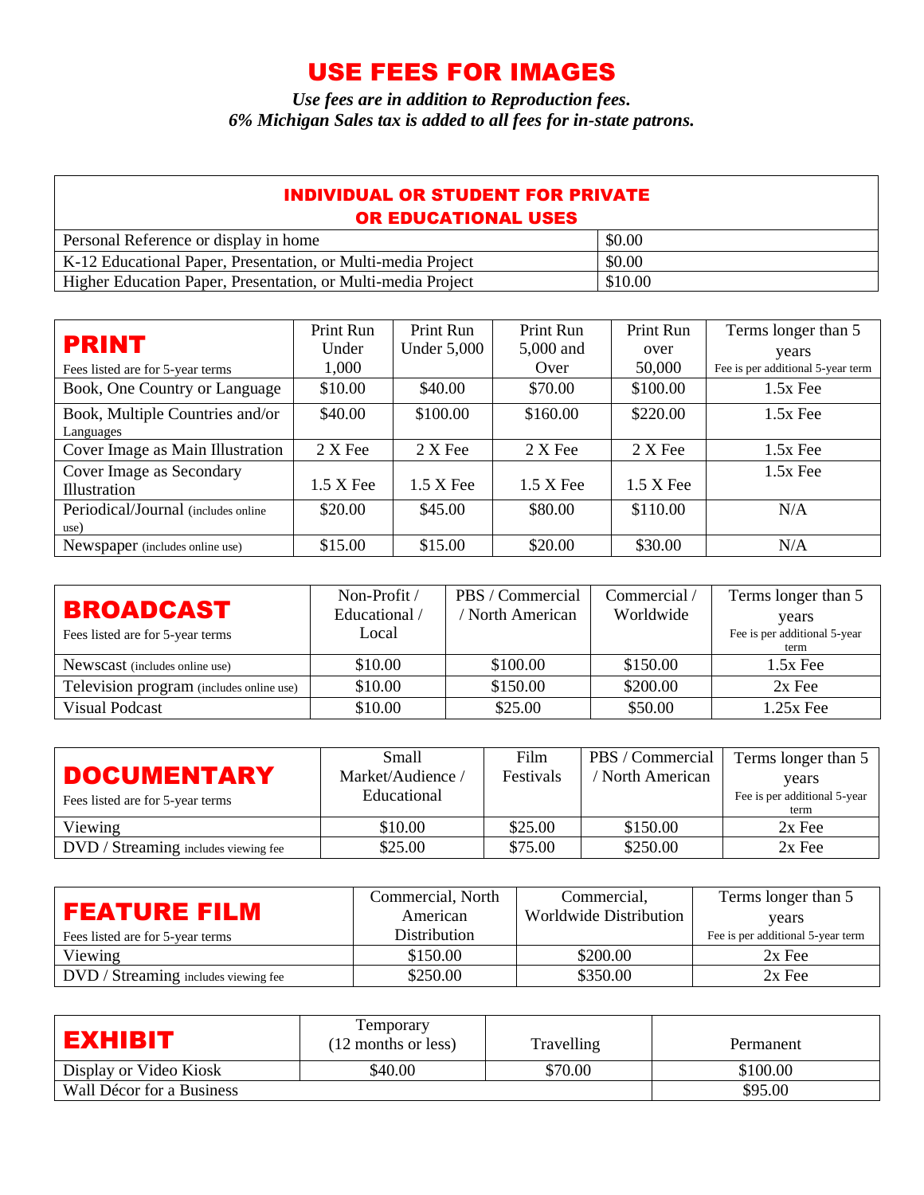# USE FEES FOR IMAGES

***Use fees are in addition to Reproduction fees.***
***6% Michigan Sales tax is added to all fees for in-state patrons.***

| INDIVIDUAL OR STUDENT FOR PRIVATE OR EDUCATIONAL USES | |
|---|---|
| Personal Reference or display in home | $0.00 |
| K-12 Educational Paper, Presentation, or Multi-media Project | $0.00 |
| Higher Education Paper, Presentation, or Multi-media Project | $10.00 |

| **PRINT** Fees listed are for 5-year terms | Print Run Under 1,000 | Print Run Under 5,000 | Print Run 5,000 and Over | Print Run over 50,000 | Terms longer than 5 years Fee is per additional 5-year term |
|---|---|---|---|---|---|
| Book, One Country or Language | $10.00 | $40.00 | $70.00 | $100.00 | 1.5x Fee |
| Book, Multiple Countries and/or Languages | $40.00 | $100.00 | $160.00 | $220.00 | 1.5x Fee |
| Cover Image as Main Illustration | 2 X Fee | 2 X Fee | 2 X Fee | 2 X Fee | 1.5x Fee |
| Cover Image as Secondary Illustration | 1.5 X Fee | 1.5 X Fee | 1.5 X Fee | 1.5 X Fee | 1.5x Fee |
| Periodical/Journal (includes online use) | $20.00 | $45.00 | $80.00 | $110.00 | N/A |
| Newspaper (includes online use) | $15.00 | $15.00 | $20.00 | $30.00 | N/A |

| **BROADCAST** Fees listed are for 5-year terms | Non-Profit / Educational / Local | PBS / Commercial / North American | Commercial / Worldwide | Terms longer than 5 years Fee is per additional 5-year term |
|---|---|---|---|---|
| Newscast (includes online use) | $10.00 | $100.00 | $150.00 | 1.5x Fee |
| Television program (includes online use) | $10.00 | $150.00 | $200.00 | 2x Fee |
| Visual Podcast | $10.00 | $25.00 | $50.00 | 1.25x Fee |

| **DOCUMENTARY** Fees listed are for 5-year terms | Small Market/Audience / Educational | Film Festivals | PBS / Commercial / North American | Terms longer than 5 years Fee is per additional 5-year term |
|---|---|---|---|---|
| Viewing | $10.00 | $25.00 | $150.00 | 2x Fee |
| DVD / Streaming includes viewing fee | $25.00 | $75.00 | $250.00 | 2x Fee |

| **FEATURE FILM** Fees listed are for 5-year terms | Commercial, North American Distribution | Commercial, Worldwide Distribution | Terms longer than 5 years Fee is per additional 5-year term |
|---|---|---|---|
| Viewing | $150.00 | $200.00 | 2x Fee |
| DVD / Streaming includes viewing fee | $250.00 | $350.00 | 2x Fee |

| **EXHIBIT** | Temporary (12 months or less) | Travelling | Permanent |
|---|---|---|---|
| Display or Video Kiosk | $40.00 | $70.00 | $100.00 |
| Wall Décor for a Business | | | $95.00 |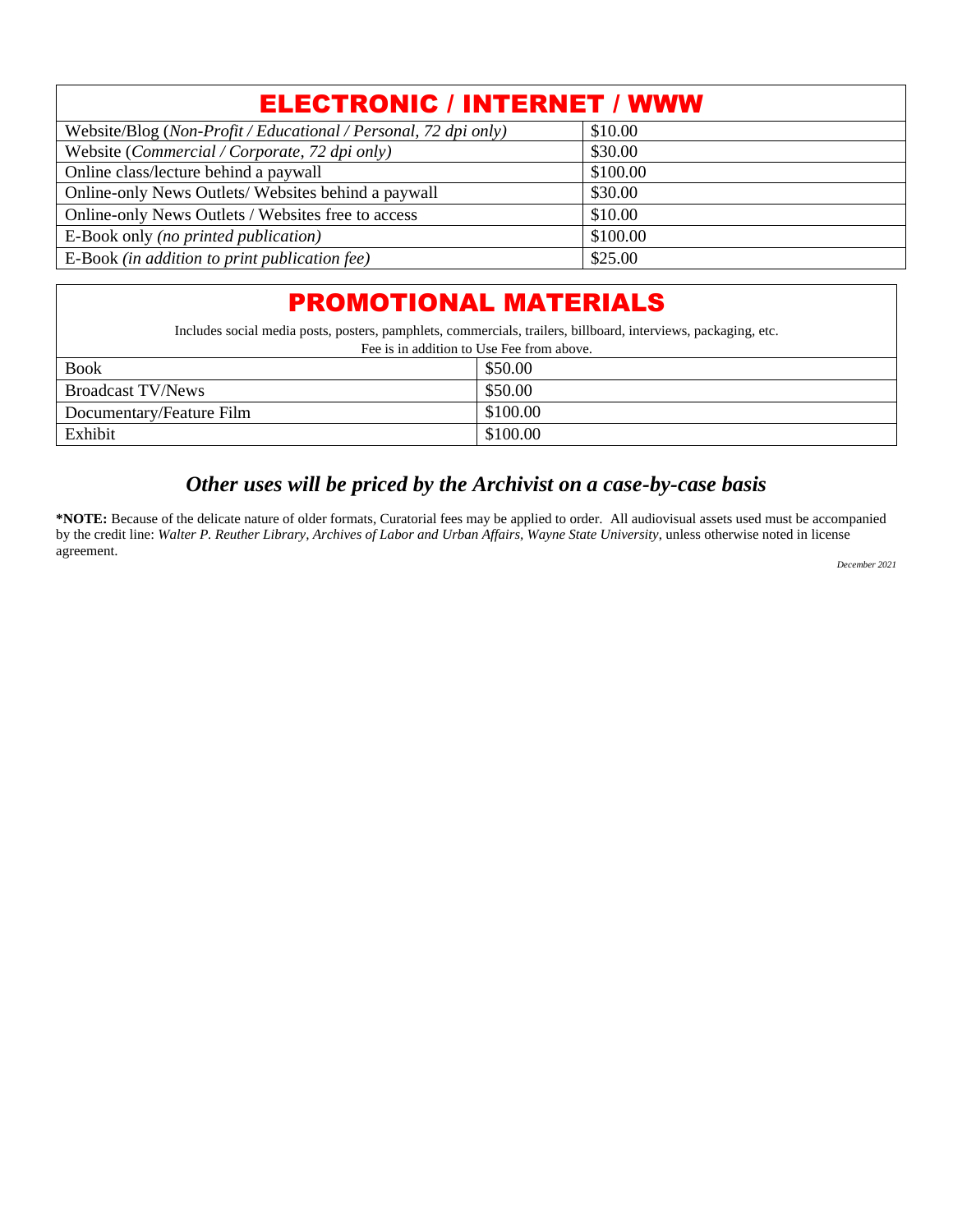## ELECTRONIC / INTERNET / WWW

| ELECTRONIC / INTERNET / WWW | |
|---|---|
| Website/Blog (*Non-Profit / Educational / Personal, 72 dpi only)* | $10.00 |
| Website (*Commercial / Corporate, 72 dpi only)* | $30.00 |
| Online class/lecture behind a paywall | $100.00 |
| Online-only News Outlets/ Websites behind a paywall | $30.00 |
| Online-only News Outlets / Websites free to access | $10.00 |
| E-Book only *(no printed publication)* | $100.00 |
| E-Book *(in addition to print publication fee)* | $25.00 |

## PROMOTIONAL MATERIALS

Includes social media posts, posters, pamphlets, commercials, trailers, billboard, interviews, packaging, etc.
Fee is in addition to Use Fee from above.

| PROMOTIONAL MATERIALS | |
|---|---|
| Book | $50.00 |
| Broadcast TV/News | $50.00 |
| Documentary/Feature Film | $100.00 |
| Exhibit | $100.00 |

### *Other uses will be priced by the Archivist on a case-by-case basis*

**\*NOTE:** Because of the delicate nature of older formats, Curatorial fees may be applied to order. All audiovisual assets used must be accompanied by the credit line: *Walter P. Reuther Library, Archives of Labor and Urban Affairs, Wayne State University*, unless otherwise noted in license agreement.

*December 2021*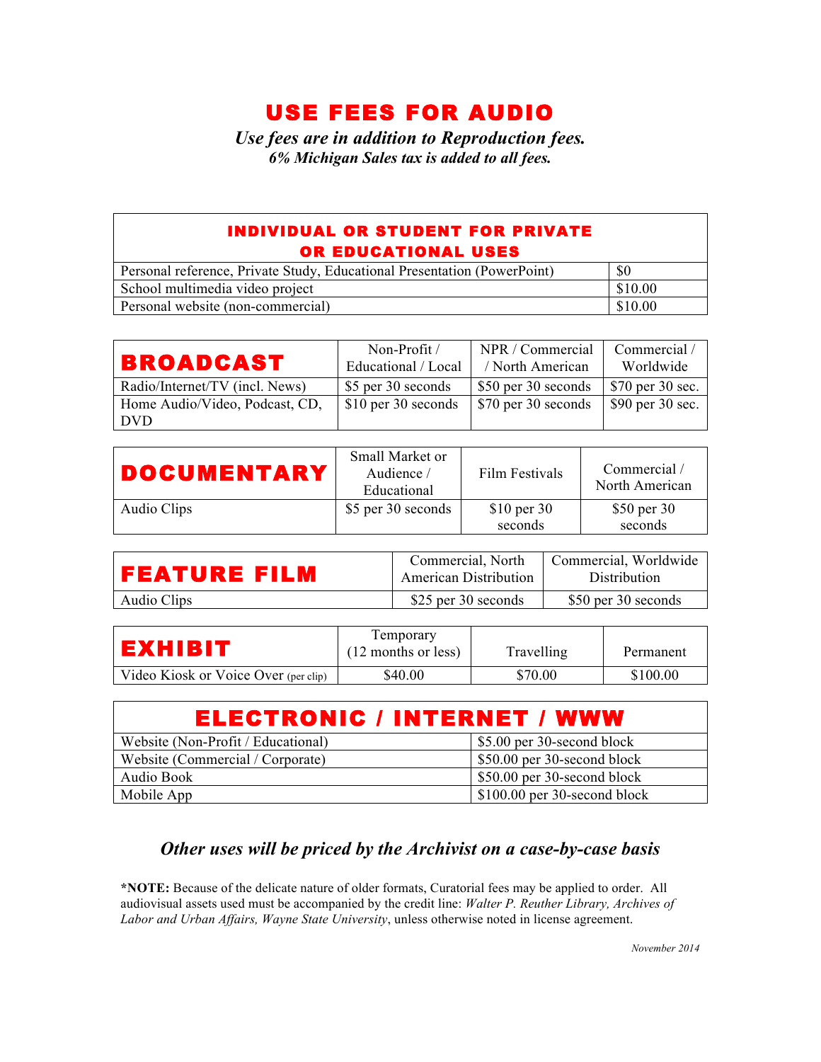# USE FEES FOR AUDIO

***Use fees are in addition to Reproduction fees.***
***6% Michigan Sales tax is added to all fees.***

| INDIVIDUAL OR STUDENT FOR PRIVATE OR EDUCATIONAL USES | |
|---|---|
| Personal reference, Private Study, Educational Presentation (PowerPoint) | $0 |
| School multimedia video project | $10.00 |
| Personal website (non-commercial) | $10.00 |

| BROADCAST | Non-Profit / Educational / Local | NPR / Commercial / North American | Commercial / Worldwide |
|---|---|---|---|
| Radio/Internet/TV (incl. News) | $5 per 30 seconds | $50 per 30 seconds | $70 per 30 sec. |
| Home Audio/Video, Podcast, CD, DVD | $10 per 30 seconds | $70 per 30 seconds | $90 per 30 sec. |

| DOCUMENTARY | Small Market or Audience / Educational | Film Festivals | Commercial / North American |
|---|---|---|---|
| Audio Clips | $5 per 30 seconds | $10 per 30 seconds | $50 per 30 seconds |

| FEATURE FILM | Commercial, North American Distribution | Commercial, Worldwide Distribution |
|---|---|---|
| Audio Clips | $25 per 30 seconds | $50 per 30 seconds |

| EXHIBIT | Temporary (12 months or less) | Travelling | Permanent |
|---|---|---|---|
| Video Kiosk or Voice Over (per clip) | $40.00 | $70.00 | $100.00 |

| ELECTRONIC / INTERNET / WWW | |
|---|---|
| Website (Non-Profit / Educational) | $5.00 per 30-second block |
| Website (Commercial / Corporate) | $50.00 per 30-second block |
| Audio Book | $50.00 per 30-second block |
| Mobile App | $100.00 per 30-second block |

***Other uses will be priced by the Archivist on a case-by-case basis***

**\*NOTE:** Because of the delicate nature of older formats, Curatorial fees may be applied to order. All audiovisual assets used must be accompanied by the credit line: *Walter P. Reuther Library, Archives of Labor and Urban Affairs, Wayne State University*, unless otherwise noted in license agreement.

*November 2014*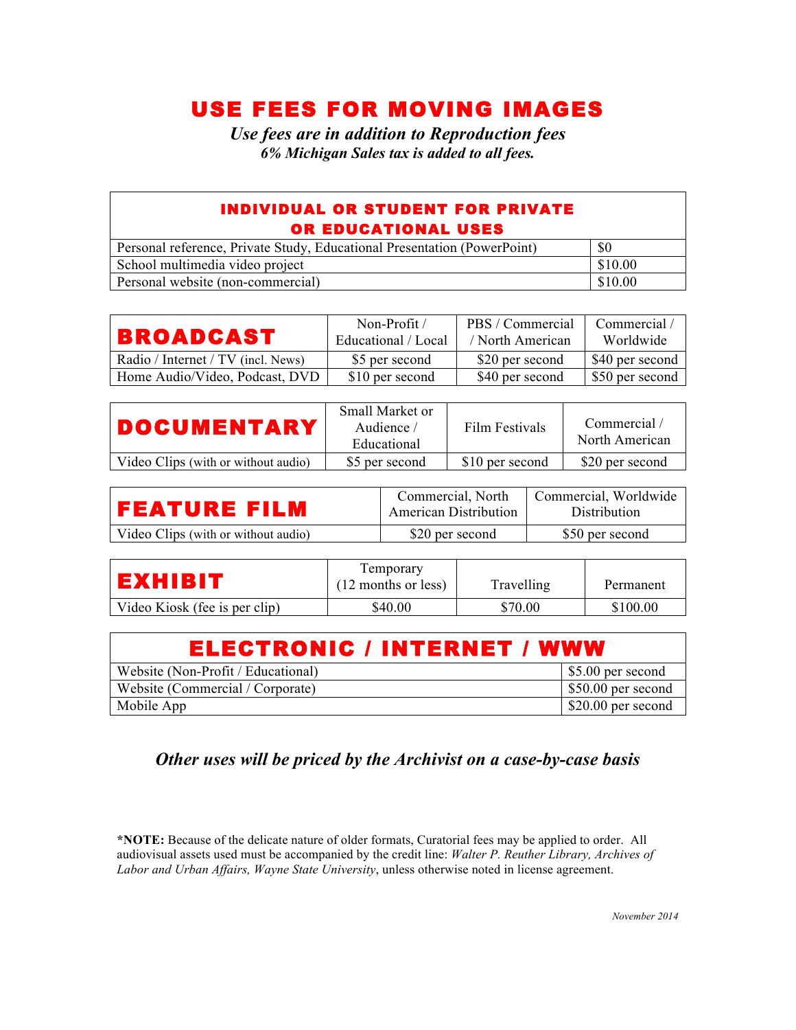# USE FEES FOR MOVING IMAGES

***Use fees are in addition to Reproduction fees***
***6% Michigan Sales tax is added to all fees.***

| INDIVIDUAL OR STUDENT FOR PRIVATE OR EDUCATIONAL USES | |
|---|---|
| Personal reference, Private Study, Educational Presentation (PowerPoint) | $0 |
| School multimedia video project | $10.00 |
| Personal website (non-commercial) | $10.00 |

| BROADCAST | Non-Profit / Educational / Local | PBS / Commercial / North American | Commercial / Worldwide |
|---|---|---|---|
| Radio / Internet / TV (incl. News) | $5 per second | $20 per second | $40 per second |
| Home Audio/Video, Podcast, DVD | $10 per second | $40 per second | $50 per second |

| DOCUMENTARY | Small Market or Audience / Educational | Film Festivals | Commercial / North American |
|---|---|---|---|
| Video Clips (with or without audio) | $5 per second | $10 per second | $20 per second |

| FEATURE FILM | Commercial, North American Distribution | Commercial, Worldwide Distribution |
|---|---|---|
| Video Clips (with or without audio) | $20 per second | $50 per second |

| EXHIBIT | Temporary (12 months or less) | Travelling | Permanent |
|---|---|---|---|
| Video Kiosk (fee is per clip) | $40.00 | $70.00 | $100.00 |

| ELECTRONIC / INTERNET / WWW | |
|---|---|
| Website (Non-Profit / Educational) | $5.00 per second |
| Website (Commercial / Corporate) | $50.00 per second |
| Mobile App | $20.00 per second |

***Other uses will be priced by the Archivist on a case-by-case basis***

***NOTE:** Because of the delicate nature of older formats, Curatorial fees may be applied to order. All audiovisual assets used must be accompanied by the credit line: *Walter P. Reuther Library, Archives of Labor and Urban Affairs, Wayne State University*, unless otherwise noted in license agreement.

*November 2014*